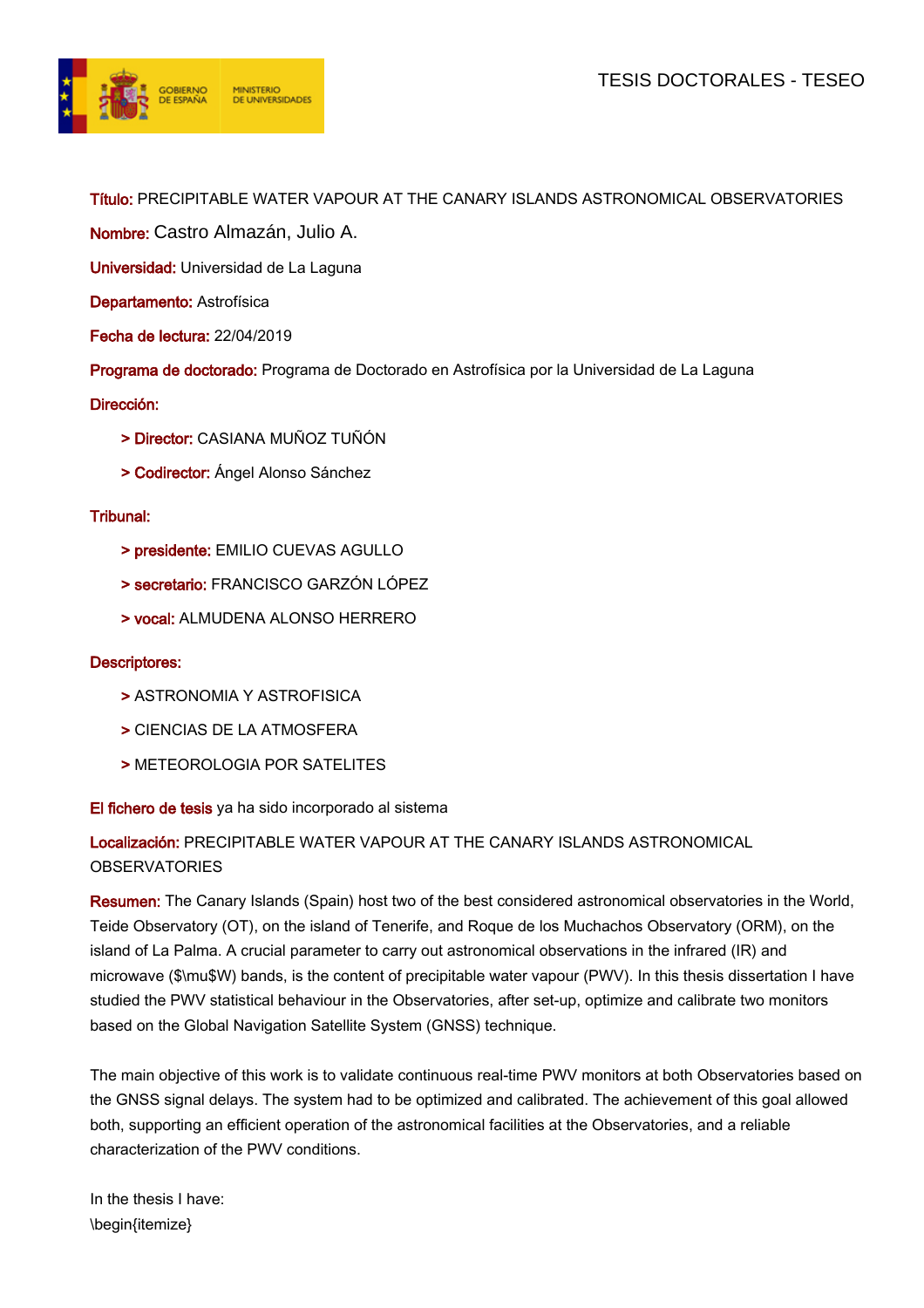TESIS DOCTORALES - TESEO

**Título:** PRECIPITABLE WATER VAPOUR AT THE CANARY ISLANDS ASTRONOMICAL OBSERVATORIES

**Nombre:** Castro Almazán, Julio A.

**Universidad:** Universidad de La Laguna

**Departamento:** Astrofísica

**Fecha de lectura:** 22/04/2019

**Programa de doctorado:** Programa de Doctorado en Astrofísica por la Universidad de La Laguna

**Dirección:**

- **Director:** CASIANA MUÑOZ TUÑÓN
- **Codirector:** Ángel Alonso Sánchez

**Tribunal:**

- **presidente:** EMILIO CUEVAS AGULLO
- **secretario:** FRANCISCO GARZÓN LÓPEZ
- **vocal:** ALMUDENA ALONSO HERRERO

**Descriptores:**

- ASTRONOMIA Y ASTROFISICA
- CIENCIAS DE LA ATMOSFERA
- METEOROLOGIA POR SATELITES

**El fichero de tesis** ya ha sido incorporado al sistema

**Localización:** PRECIPITABLE WATER VAPOUR AT THE CANARY ISLANDS ASTRONOMICAL OBSERVATORIES

**Resumen:** The Canary Islands (Spain) host two of the best considered astronomical observatories in the World, Teide Observatory (OT), on the island of Tenerife, and Roque de los Muchachos Observatory (ORM), on the island of La Palma. A crucial parameter to carry out astronomical observations in the infrared (IR) and microwave ($\mu$W) bands, is the content of precipitable water vapour (PWV). In this thesis dissertation I have studied the PWV statistical behaviour in the Observatories, after set-up, optimize and calibrate two monitors based on the Global Navigation Satellite System (GNSS) technique.

The main objective of this work is to validate continuous real-time PWV monitors at both Observatories based on the GNSS signal delays. The system had to be optimized and calibrated. The achievement of this goal allowed both, supporting an efficient operation of the astronomical facilities at the Observatories, and a reliable characterization of the PWV conditions.

In the thesis I have:
\begin{itemize}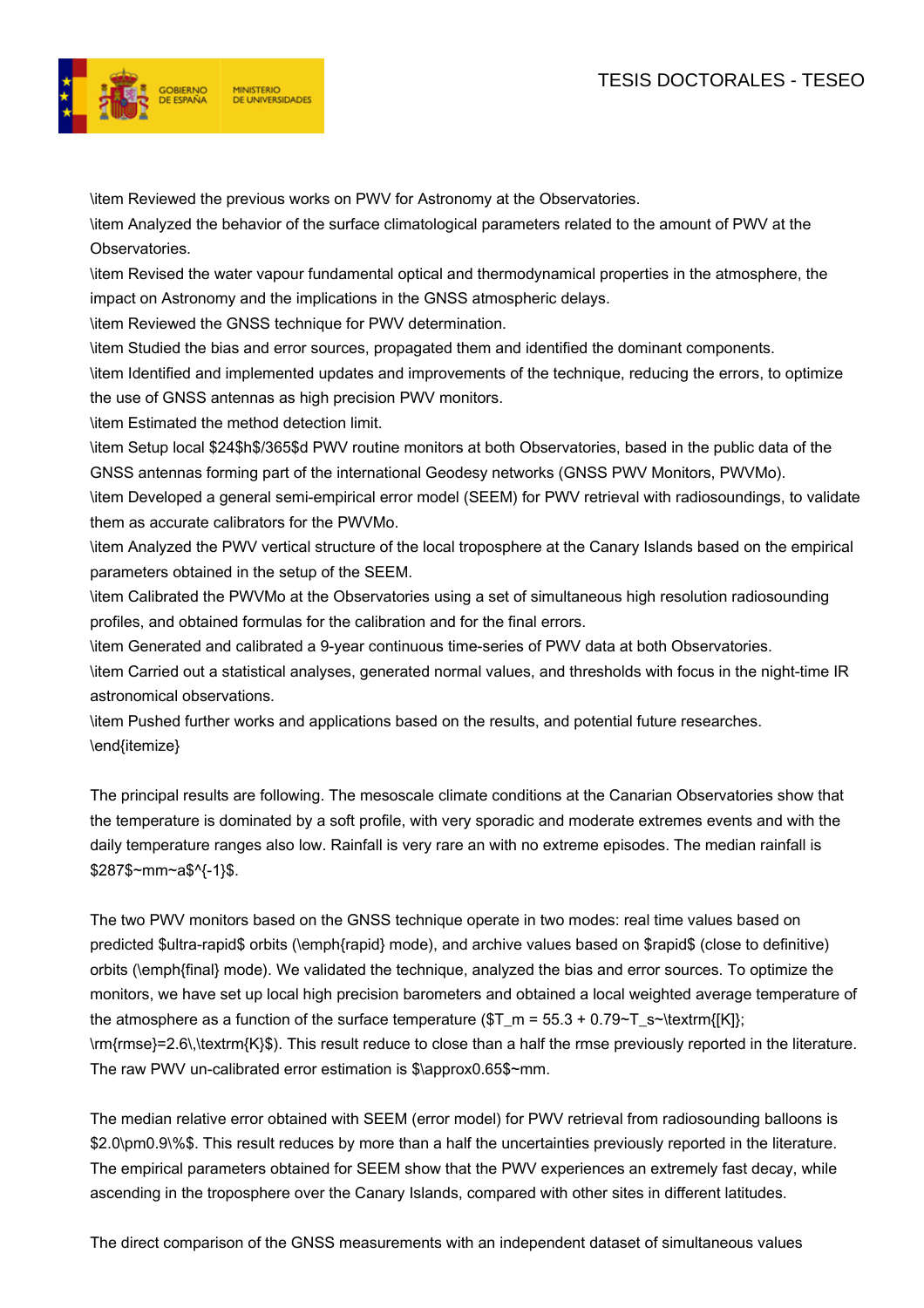\item Reviewed the previous works on PWV for Astronomy at the Observatories.
\item Analyzed the behavior of the surface climatological parameters related to the amount of PWV at the Observatories.
\item Revised the water vapour fundamental optical and thermodynamical properties in the atmosphere, the impact on Astronomy and the implications in the GNSS atmospheric delays.
\item Reviewed the GNSS technique for PWV determination.
\item Studied the bias and error sources, propagated them and identified the dominant components.
\item Identified and implemented updates and improvements of the technique, reducing the errors, to optimize the use of GNSS antennas as high precision PWV monitors.
\item Estimated the method detection limit.
\item Setup local $24$h$/365$d PWV routine monitors at both Observatories, based in the public data of the GNSS antennas forming part of the international Geodesy networks (GNSS PWV Monitors, PWVMo).
\item Developed a general semi-empirical error model (SEEM) for PWV retrieval with radiosoundings, to validate them as accurate calibrators for the PWVMo.
\item Analyzed the PWV vertical structure of the local troposphere at the Canary Islands based on the empirical parameters obtained in the setup of the SEEM.
\item Calibrated the PWVMo at the Observatories using a set of simultaneous high resolution radiosounding profiles, and obtained formulas for the calibration and for the final errors.
\item Generated and calibrated a 9-year continuous time-series of PWV data at both Observatories.
\item Carried out a statistical analyses, generated normal values, and thresholds with focus in the night-time IR astronomical observations.
\item Pushed further works and applications based on the results, and potential future researches.
\end{itemize}

The principal results are following. The mesoscale climate conditions at the Canarian Observatories show that the temperature is dominated by a soft profile, with very sporadic and moderate extremes events and with the daily temperature ranges also low. Rainfall is very rare an with no extreme episodes. The median rainfall is $287$~mm~a$^{-1}$.

The two PWV monitors based on the GNSS technique operate in two modes: real time values based on predicted $ultra-rapid$ orbits (\emph{rapid} mode), and archive values based on $rapid$ (close to definitive) orbits (\emph{final} mode). We validated the technique, analyzed the bias and error sources. To optimize the monitors, we have set up local high precision barometers and obtained a local weighted average temperature of the atmosphere as a function of the surface temperature ($T_m = 55.3 + 0.79~T_s~\textrm{[K]}; \rm{rmse}=2.6\,\textrm{K}$). This result reduce to close than a half the rmse previously reported in the literature. The raw PWV un-calibrated error estimation is $\approx0.65$~mm.

The median relative error obtained with SEEM (error model) for PWV retrieval from radiosounding balloons is $2.0\pm0.9\%$. This result reduces by more than a half the uncertainties previously reported in the literature. The empirical parameters obtained for SEEM show that the PWV experiences an extremely fast decay, while ascending in the troposphere over the Canary Islands, compared with other sites in different latitudes.

The direct comparison of the GNSS measurements with an independent dataset of simultaneous values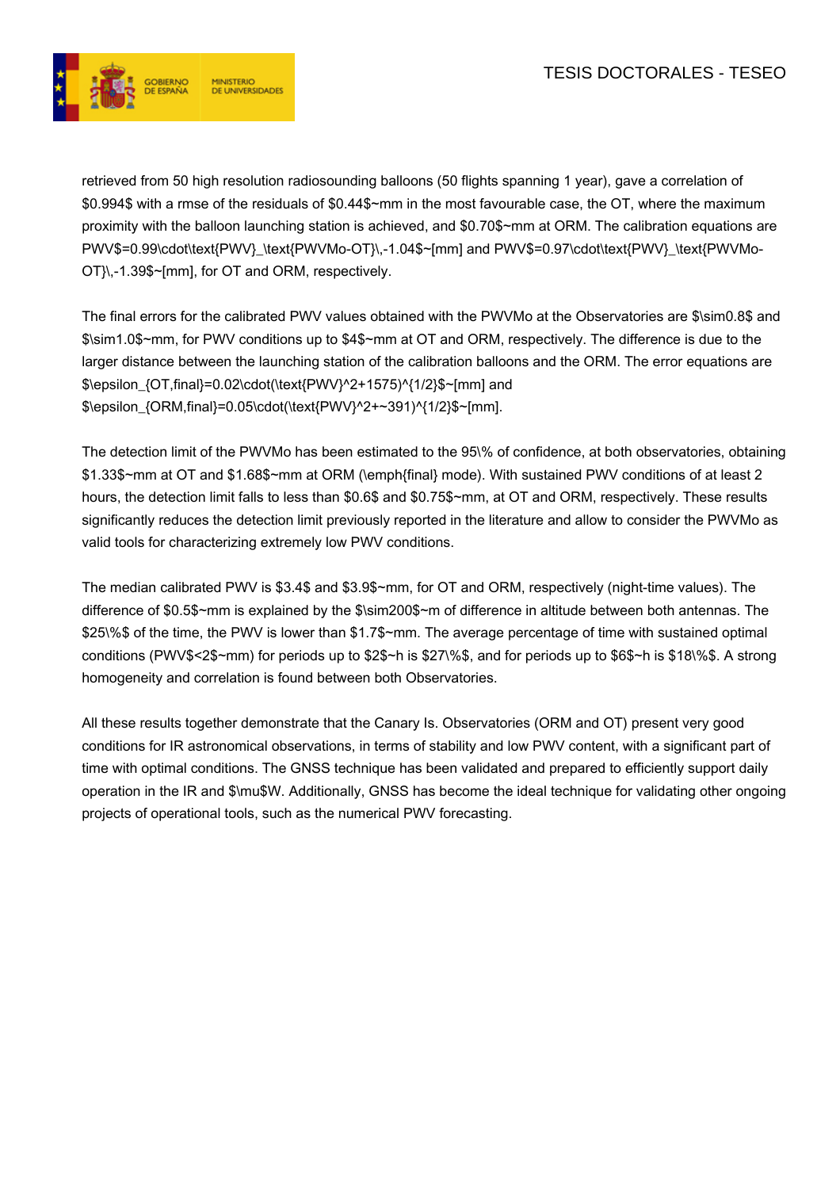retrieved from 50 high resolution radiosounding balloons (50 flights spanning 1 year), gave a correlation of $0.994$ with a rmse of the residuals of $0.44$~mm in the most favourable case, the OT, where the maximum proximity with the balloon launching station is achieved, and $0.70$~mm at ORM. The calibration equations are PWV$=0.99\cdot\text{PWV}_\text{PWVMo-OT}\,-1.04$~[mm] and PWV$=0.97\cdot\text{PWV}_\text{PWVMo-OT}\,-1.39$~[mm], for OT and ORM, respectively.

The final errors for the calibrated PWV values obtained with the PWVMo at the Observatories are $\sim0.8$ and $\sim1.0$~mm, for PWV conditions up to $4$~mm at OT and ORM, respectively. The difference is due to the larger distance between the launching station of the calibration balloons and the ORM. The error equations are $\epsilon_{OT,final}=0.02\cdot(\text{PWV}^2+1575)^{1/2}$~[mm] and $\epsilon_{ORM,final}=0.05\cdot(\text{PWV}^2+~391)^{1/2}$~[mm].

The detection limit of the PWVMo has been estimated to the 95\% of confidence, at both observatories, obtaining $1.33$~mm at OT and $1.68$~mm at ORM (\emph{final} mode). With sustained PWV conditions of at least 2 hours, the detection limit falls to less than $0.6$ and $0.75$~mm, at OT and ORM, respectively. These results significantly reduces the detection limit previously reported in the literature and allow to consider the PWVMo as valid tools for characterizing extremely low PWV conditions.

The median calibrated PWV is $3.4$ and $3.9$~mm, for OT and ORM, respectively (night-time values). The difference of $0.5$~mm is explained by the $\sim200$~m of difference in altitude between both antennas. The $25\%$ of the time, the PWV is lower than $1.7$~mm. The average percentage of time with sustained optimal conditions (PWV$<2$~mm) for periods up to $2$~h is $27\%$, and for periods up to $6$~h is $18\%$. A strong homogeneity and correlation is found between both Observatories.

All these results together demonstrate that the Canary Is. Observatories (ORM and OT) present very good conditions for IR astronomical observations, in terms of stability and low PWV content, with a significant part of time with optimal conditions. The GNSS technique has been validated and prepared to efficiently support daily operation in the IR and $\mu$W. Additionally, GNSS has become the ideal technique for validating other ongoing projects of operational tools, such as the numerical PWV forecasting.